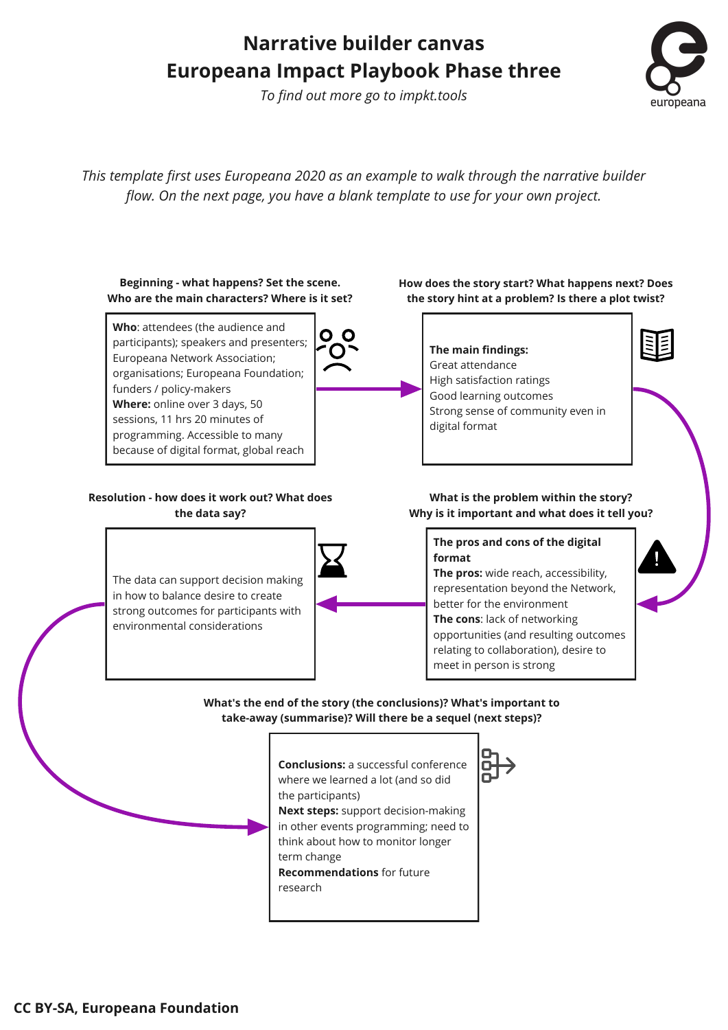# Narrative builder canvas
# Europeana Impact Playbook Phase three

*To find out more go to impkt.tools*

europeana

*This template first uses Europeana 2020 as an example to walk through the narrative builder flow. On the next page, you have a blank template to use for your own project.*

**Beginning - what happens? Set the scene. Who are the main characters? Where is it set?**

**Who**: attendees (the audience and participants); speakers and presenters; Europeana Network Association; organisations; Europeana Foundation; funders / policy-makers
**Where:** online over 3 days, 50 sessions, 11 hrs 20 minutes of programming. Accessible to many because of digital format, global reach

**How does the story start? What happens next? Does the story hint at a problem? Is there a plot twist?**

**The main findings:**
Great attendance
High satisfaction ratings
Good learning outcomes
Strong sense of community even in digital format

**What is the problem within the story? Why is it important and what does it tell you?**

**The pros and cons of the digital format**
**The pros:** wide reach, accessibility, representation beyond the Network, better for the environment
**The cons**: lack of networking opportunities (and resulting outcomes relating to collaboration), desire to meet in person is strong

**Resolution - how does it work out? What does the data say?**

The data can support decision making in how to balance desire to create strong outcomes for participants with environmental considerations

**What's the end of the story (the conclusions)? What's important to take-away (summarise)? Will there be a sequel (next steps)?**

**Conclusions:** a successful conference where we learned a lot (and so did the participants)
**Next steps:** support decision-making in other events programming; need to think about how to monitor longer term change
**Recommendations** for future research

**CC BY-SA, Europeana Foundation**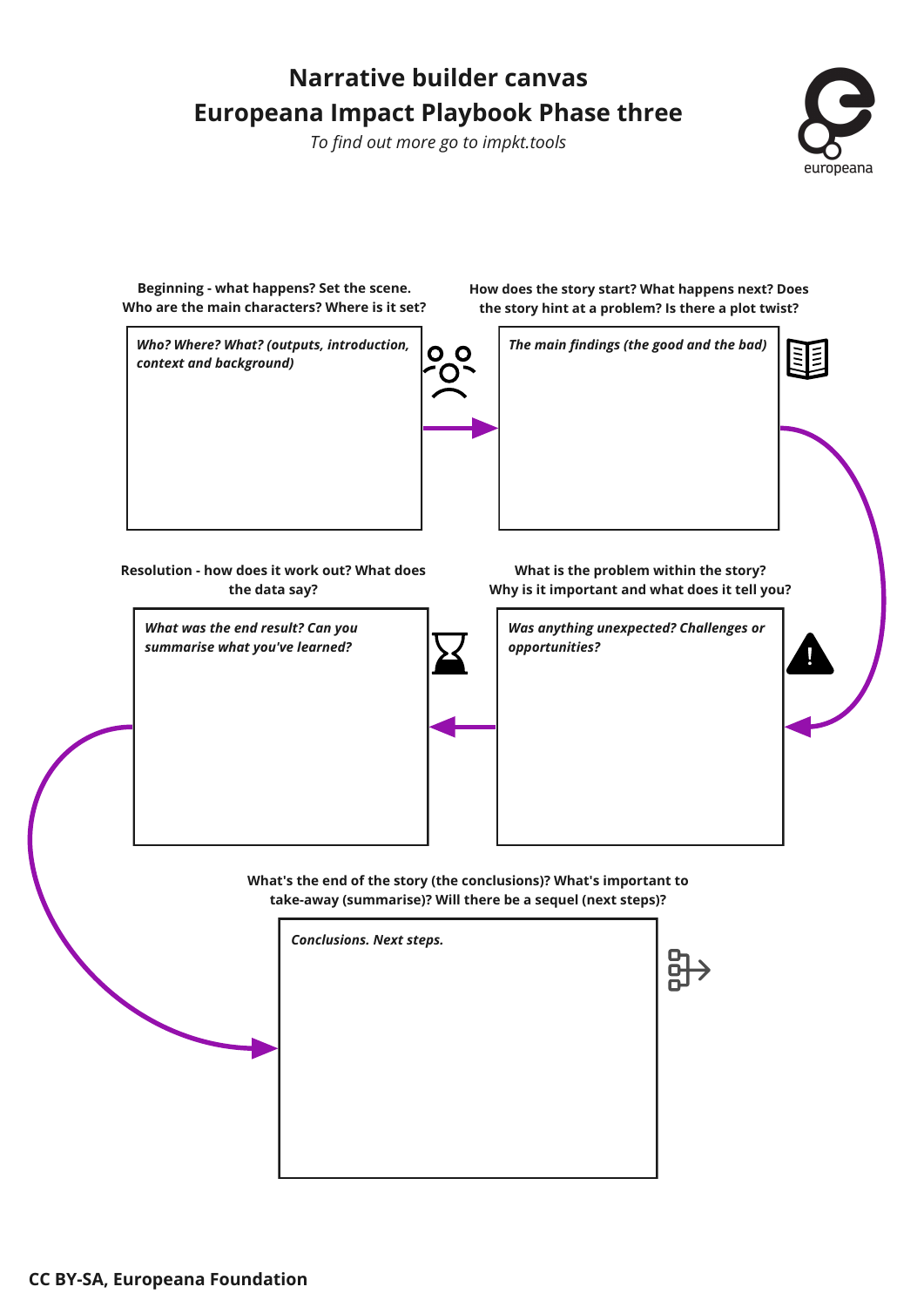# Narrative builder canvas
# Europeana Impact Playbook Phase three

*To find out more go to impkt.tools*

europeana

**Beginning - what happens? Set the scene. Who are the main characters? Where is it set?**

***Who? Where? What? (outputs, introduction, context and background)***

**How does the story start? What happens next? Does the story hint at a problem? Is there a plot twist?**

***The main findings (the good and the bad)***

**What is the problem within the story? Why is it important and what does it tell you?**

***Was anything unexpected? Challenges or opportunities?***

**Resolution - how does it work out? What does the data say?**

***What was the end result? Can you summarise what you've learned?***

**What's the end of the story (the conclusions)? What's important to take-away (summarise)? Will there be a sequel (next steps)?**

***Conclusions. Next steps.***

**CC BY-SA, Europeana Foundation**